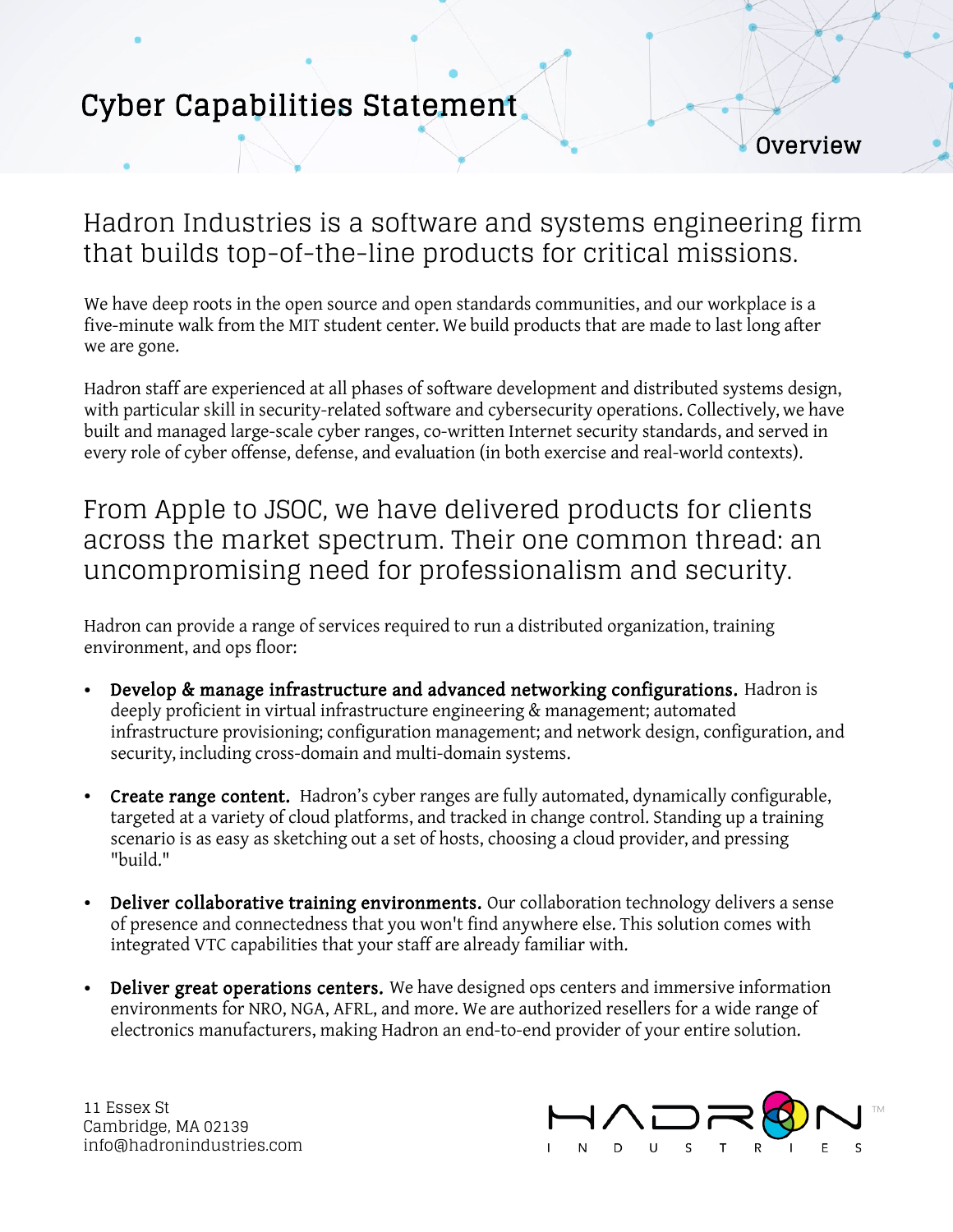# Cyber Capabilities Statement

## Overview

## Hadron Industries is a software and systems engineering firm that builds top-of-the-line products for critical missions.

We have deep roots in the open source and open standards communities, and our workplace is a five-minute walk from the MIT student center. We build products that are made to last long after we are gone.

Hadron staff are experienced at all phases of software development and distributed systems design, with particular skill in security-related software and cybersecurity operations. Collectively, we have built and managed large-scale cyber ranges, co-written Internet security standards, and served in every role of cyber offense, defense, and evaluation (in both exercise and real-world contexts).

## From Apple to JSOC, we have delivered products for clients across the market spectrum. Their one common thread: an uncompromising need for professionalism and security.

Hadron can provide a range of services required to run a distributed organization, training environment, and ops floor:

- **Develop & manage infrastructure and advanced networking configurations.** Hadron is deeply proficient in virtual infrastructure engineering & management; automated infrastructure provisioning; configuration management; and network design, configuration, and security, including cross-domain and multi-domain systems.
- **Create range content.** Hadron's cyber ranges are fully automated, dynamically configurable, targeted at a variety of cloud platforms, and tracked in change control. Standing up a training scenario is as easy as sketching out a set of hosts, choosing a cloud provider, and pressing "build."
- **Deliver collaborative training environments.** Our collaboration technology delivers a sense of presence and connectedness that you won't find anywhere else. This solution comes with integrated VTC capabilities that your staff are already familiar with.
- **Deliver great operations centers.** We have designed ops centers and immersive information environments for NRO, NGA, AFRL, and more. We are authorized resellers for a wide range of electronics manufacturers, making Hadron an end-to-end provider of your entire solution.

11 Essex St
Cambridge, MA 02139
info@hadronindustries.com

HADRON INDUSTRIES™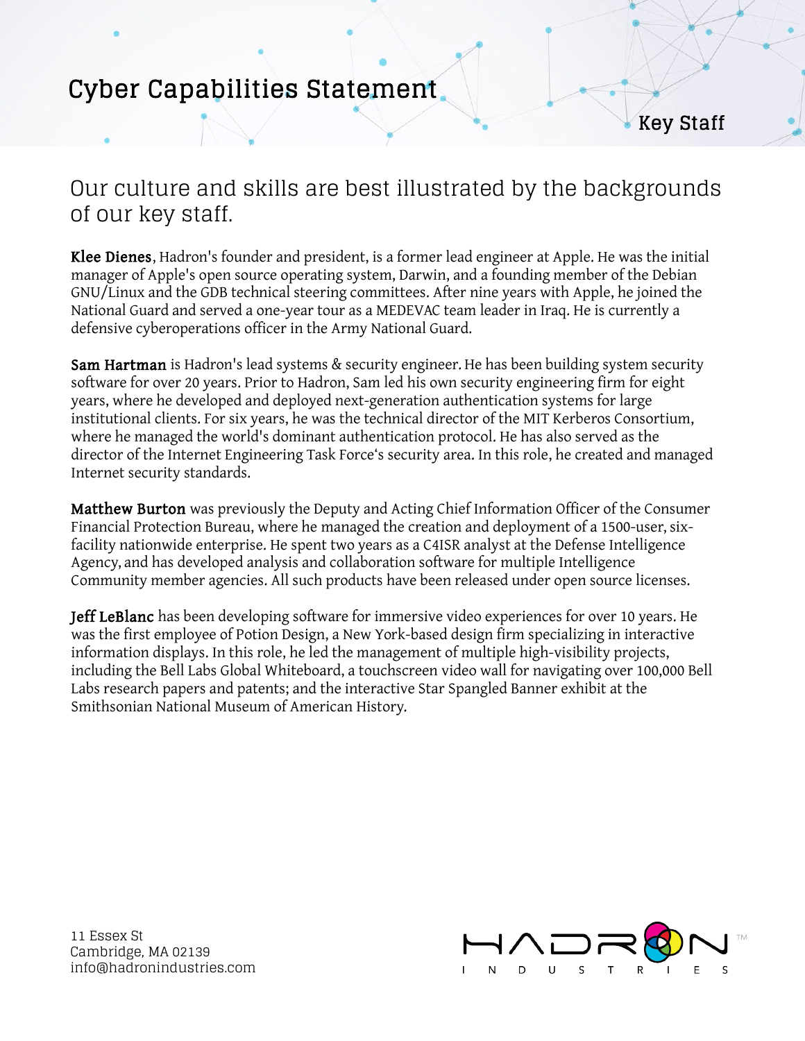# Cyber Capabilities Statement

## Key Staff

### Our culture and skills are best illustrated by the backgrounds of our key staff.

**Klee Dienes**, Hadron's founder and president, is a former lead engineer at Apple. He was the initial manager of Apple's open source operating system, Darwin, and a founding member of the Debian GNU/Linux and the GDB technical steering committees. After nine years with Apple, he joined the National Guard and served a one-year tour as a MEDEVAC team leader in Iraq. He is currently a defensive cyberoperations officer in the Army National Guard.

**Sam Hartman** is Hadron's lead systems & security engineer. He has been building system security software for over 20 years. Prior to Hadron, Sam led his own security engineering firm for eight years, where he developed and deployed next-generation authentication systems for large institutional clients. For six years, he was the technical director of the MIT Kerberos Consortium, where he managed the world's dominant authentication protocol. He has also served as the director of the Internet Engineering Task Force's security area. In this role, he created and managed Internet security standards.

**Matthew Burton** was previously the Deputy and Acting Chief Information Officer of the Consumer Financial Protection Bureau, where he managed the creation and deployment of a 1500-user, six-facility nationwide enterprise. He spent two years as a C4ISR analyst at the Defense Intelligence Agency, and has developed analysis and collaboration software for multiple Intelligence Community member agencies. All such products have been released under open source licenses.

**Jeff LeBlanc** has been developing software for immersive video experiences for over 10 years. He was the first employee of Potion Design, a New York-based design firm specializing in interactive information displays. In this role, he led the management of multiple high-visibility projects, including the Bell Labs Global Whiteboard, a touchscreen video wall for navigating over 100,000 Bell Labs research papers and patents; and the interactive Star Spangled Banner exhibit at the Smithsonian National Museum of American History.

11 Essex St
Cambridge, MA 02139
info@hadronindustries.com

HADRON INDUSTRIES™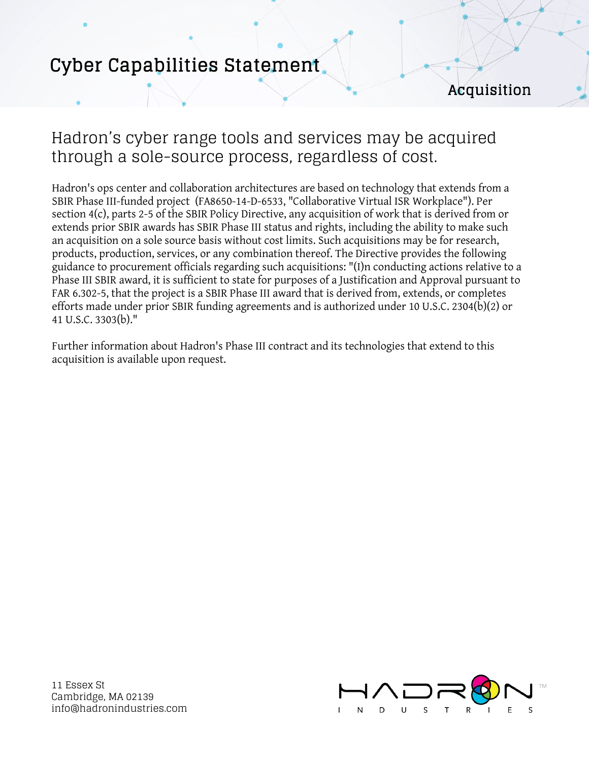# Cyber Capabilities Statement

## Acquisition

### Hadron's cyber range tools and services may be acquired through a sole-source process, regardless of cost.

Hadron's ops center and collaboration architectures are based on technology that extends from a SBIR Phase III-funded project (FA8650-14-D-6533, "Collaborative Virtual ISR Workplace"). Per section 4(c), parts 2-5 of the SBIR Policy Directive, any acquisition of work that is derived from or extends prior SBIR awards has SBIR Phase III status and rights, including the ability to make such an acquisition on a sole source basis without cost limits. Such acquisitions may be for research, products, production, services, or any combination thereof. The Directive provides the following guidance to procurement officials regarding such acquisitions: "(I)n conducting actions relative to a Phase III SBIR award, it is sufficient to state for purposes of a Justification and Approval pursuant to FAR 6.302-5, that the project is a SBIR Phase III award that is derived from, extends, or completes efforts made under prior SBIR funding agreements and is authorized under 10 U.S.C. 2304(b)(2) or 41 U.S.C. 3303(b)."

Further information about Hadron's Phase III contract and its technologies that extend to this acquisition is available upon request.

11 Essex St
Cambridge, MA 02139
info@hadronindustries.com

HADRON™ INDUSTRIES